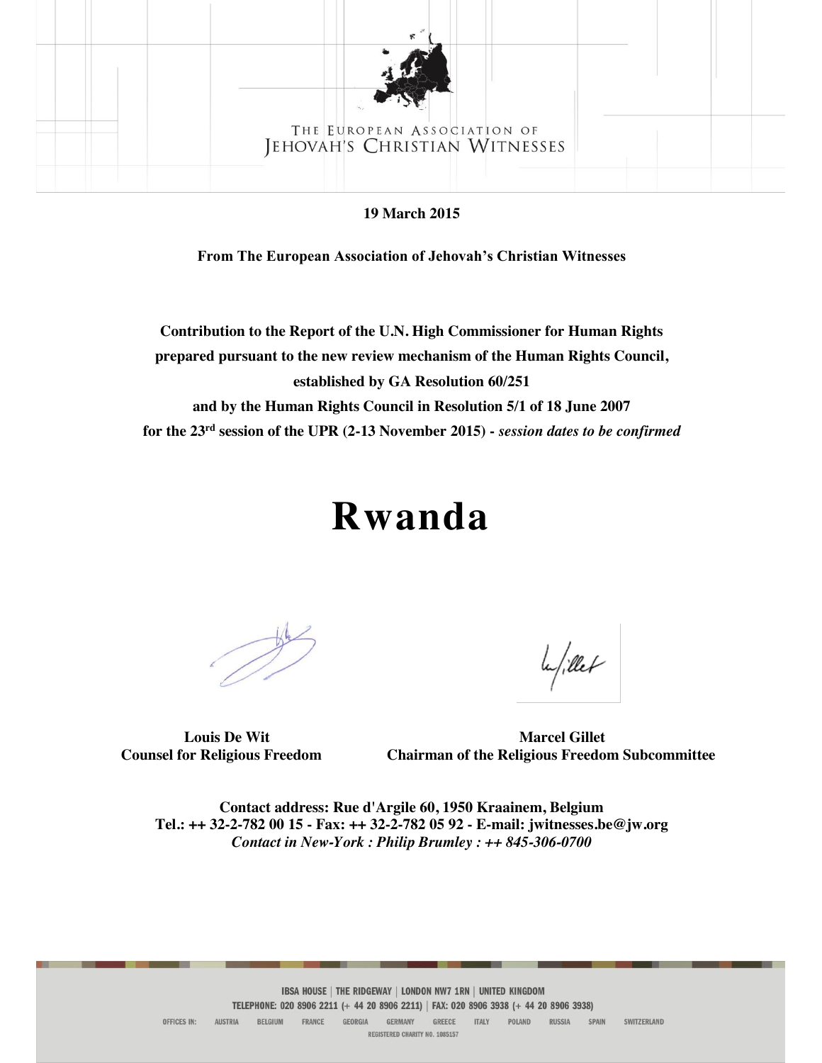THE EUROPEAN ASSOCIATION OF
JEHOVAH'S CHRISTIAN WITNESSES

**19 March 2015**

**From The European Association of Jehovah's Christian Witnesses**

**Contribution to the Report of the U.N. High Commissioner for Human Rights prepared pursuant to the new review mechanism of the Human Rights Council, established by GA Resolution 60/251 and by the Human Rights Council in Resolution 5/1 of 18 June 2007 for the 23rd session of the UPR (2-13 November 2015) -** ***session dates to be confirmed***

# Rwanda

**Louis De Wit**
**Counsel for Religious Freedom**

**Marcel Gillet**
**Chairman of the Religious Freedom Subcommittee**

**Contact address: Rue d'Argile 60, 1950 Kraainem, Belgium**
**Tel.: ++ 32-2-782 00 15 - Fax: ++ 32-2-782 05 92 - E-mail: jwitnesses.be@jw.org**
***Contact in New-York : Philip Brumley : ++ 845-306-0700***

IBSA HOUSE | THE RIDGEWAY | LONDON NW7 1RN | UNITED KINGDOM
TELEPHONE: 020 8906 2211 (+ 44 20 8906 2211) | FAX: 020 8906 3938 (+ 44 20 8906 3938)
OFFICES IN: AUSTRIA BELGIUM FRANCE GEORGIA GERMANY GREECE ITALY POLAND RUSSIA SPAIN SWITZERLAND
REGISTERED CHARITY NO. 1085157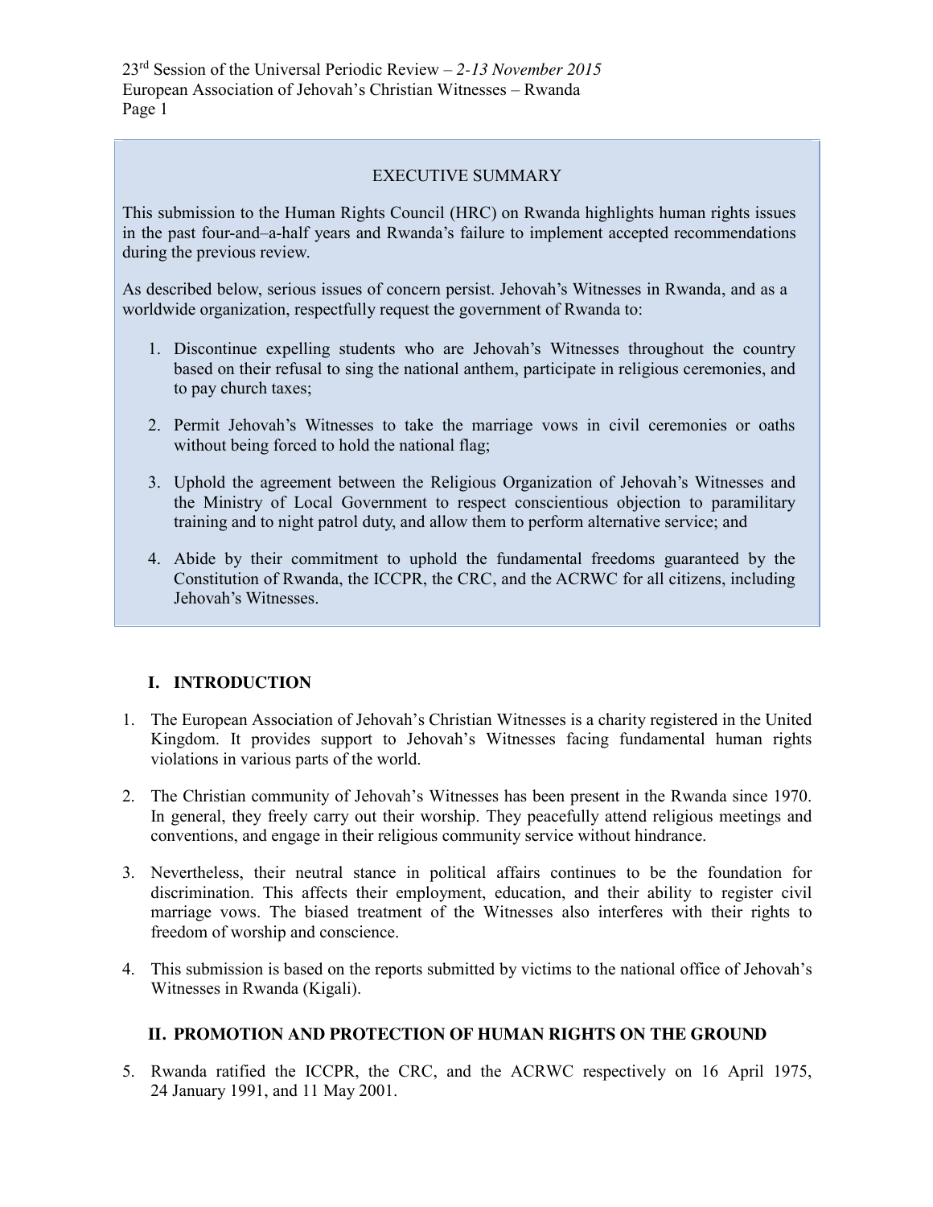EXECUTIVE SUMMARY

This submission to the Human Rights Council (HRC) on Rwanda highlights human rights issues in the past four-and–a-half years and Rwanda's failure to implement accepted recommendations during the previous review.

As described below, serious issues of concern persist. Jehovah's Witnesses in Rwanda, and as a worldwide organization, respectfully request the government of Rwanda to:

1. Discontinue expelling students who are Jehovah's Witnesses throughout the country based on their refusal to sing the national anthem, participate in religious ceremonies, and to pay church taxes;
2. Permit Jehovah's Witnesses to take the marriage vows in civil ceremonies or oaths without being forced to hold the national flag;
3. Uphold the agreement between the Religious Organization of Jehovah's Witnesses and the Ministry of Local Government to respect conscientious objection to paramilitary training and to night patrol duty, and allow them to perform alternative service; and
4. Abide by their commitment to uphold the fundamental freedoms guaranteed by the Constitution of Rwanda, the ICCPR, the CRC, and the ACRWC for all citizens, including Jehovah's Witnesses.

## I. INTRODUCTION

1. The European Association of Jehovah's Christian Witnesses is a charity registered in the United Kingdom. It provides support to Jehovah's Witnesses facing fundamental human rights violations in various parts of the world.
2. The Christian community of Jehovah's Witnesses has been present in the Rwanda since 1970. In general, they freely carry out their worship. They peacefully attend religious meetings and conventions, and engage in their religious community service without hindrance.
3. Nevertheless, their neutral stance in political affairs continues to be the foundation for discrimination. This affects their employment, education, and their ability to register civil marriage vows. The biased treatment of the Witnesses also interferes with their rights to freedom of worship and conscience.
4. This submission is based on the reports submitted by victims to the national office of Jehovah's Witnesses in Rwanda (Kigali).

## II. PROMOTION AND PROTECTION OF HUMAN RIGHTS ON THE GROUND

5. Rwanda ratified the ICCPR, the CRC, and the ACRWC respectively on 16 April 1975, 24 January 1991, and 11 May 2001.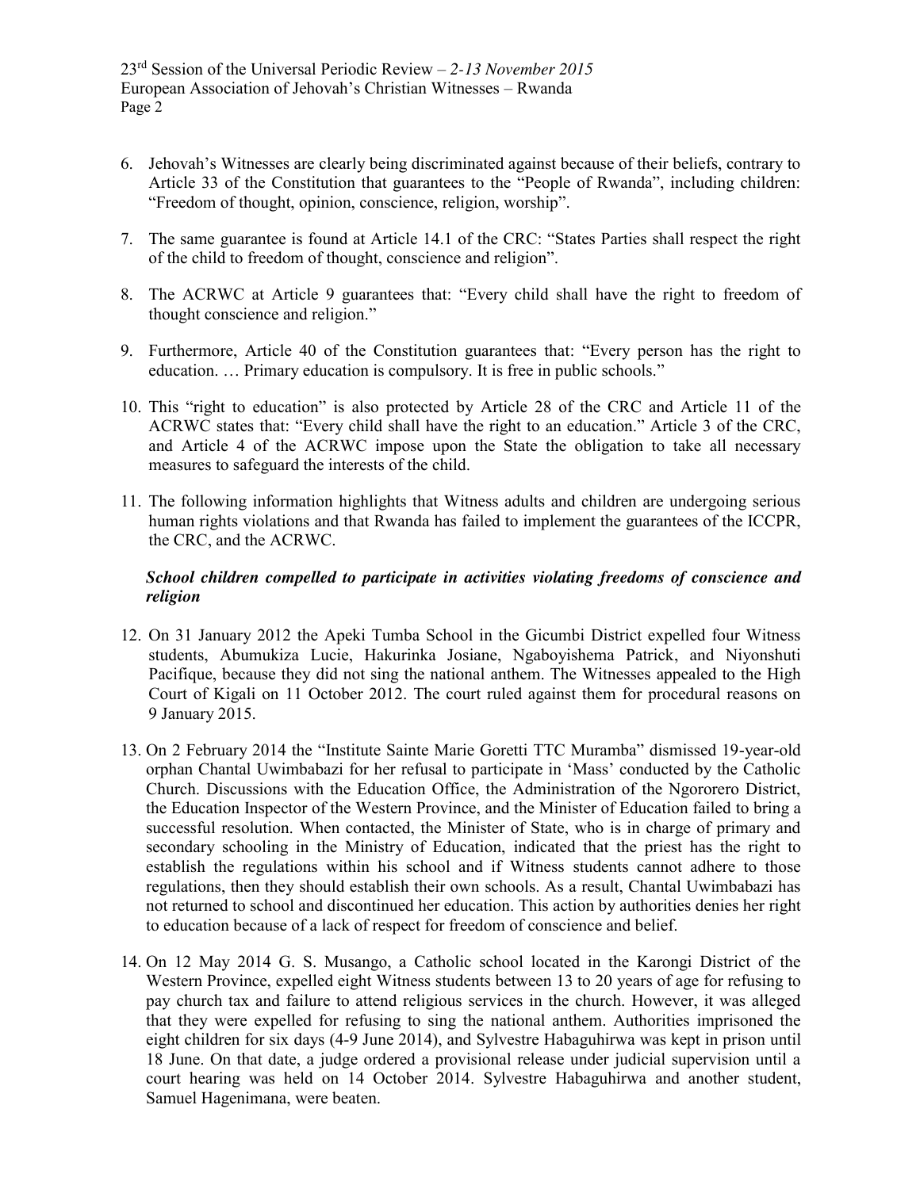6. Jehovah's Witnesses are clearly being discriminated against because of their beliefs, contrary to Article 33 of the Constitution that guarantees to the "People of Rwanda", including children: "Freedom of thought, opinion, conscience, religion, worship".

7. The same guarantee is found at Article 14.1 of the CRC: "States Parties shall respect the right of the child to freedom of thought, conscience and religion".

8. The ACRWC at Article 9 guarantees that: "Every child shall have the right to freedom of thought conscience and religion."

9. Furthermore, Article 40 of the Constitution guarantees that: "Every person has the right to education. … Primary education is compulsory. It is free in public schools."

10. This "right to education" is also protected by Article 28 of the CRC and Article 11 of the ACRWC states that: "Every child shall have the right to an education." Article 3 of the CRC, and Article 4 of the ACRWC impose upon the State the obligation to take all necessary measures to safeguard the interests of the child.

11. The following information highlights that Witness adults and children are undergoing serious human rights violations and that Rwanda has failed to implement the guarantees of the ICCPR, the CRC, and the ACRWC.

***School children compelled to participate in activities violating freedoms of conscience and religion***

12. On 31 January 2012 the Apeki Tumba School in the Gicumbi District expelled four Witness students, Abumukiza Lucie, Hakurinka Josiane, Ngaboyishema Patrick, and Niyonshuti Pacifique, because they did not sing the national anthem. The Witnesses appealed to the High Court of Kigali on 11 October 2012. The court ruled against them for procedural reasons on 9 January 2015.

13. On 2 February 2014 the "Institute Sainte Marie Goretti TTC Muramba" dismissed 19-year-old orphan Chantal Uwimbabazi for her refusal to participate in 'Mass' conducted by the Catholic Church. Discussions with the Education Office, the Administration of the Ngororero District, the Education Inspector of the Western Province, and the Minister of Education failed to bring a successful resolution. When contacted, the Minister of State, who is in charge of primary and secondary schooling in the Ministry of Education, indicated that the priest has the right to establish the regulations within his school and if Witness students cannot adhere to those regulations, then they should establish their own schools. As a result, Chantal Uwimbabazi has not returned to school and discontinued her education. This action by authorities denies her right to education because of a lack of respect for freedom of conscience and belief.

14. On 12 May 2014 G. S. Musango, a Catholic school located in the Karongi District of the Western Province, expelled eight Witness students between 13 to 20 years of age for refusing to pay church tax and failure to attend religious services in the church. However, it was alleged that they were expelled for refusing to sing the national anthem. Authorities imprisoned the eight children for six days (4-9 June 2014), and Sylvestre Habaguhirwa was kept in prison until 18 June. On that date, a judge ordered a provisional release under judicial supervision until a court hearing was held on 14 October 2014. Sylvestre Habaguhirwa and another student, Samuel Hagenimana, were beaten.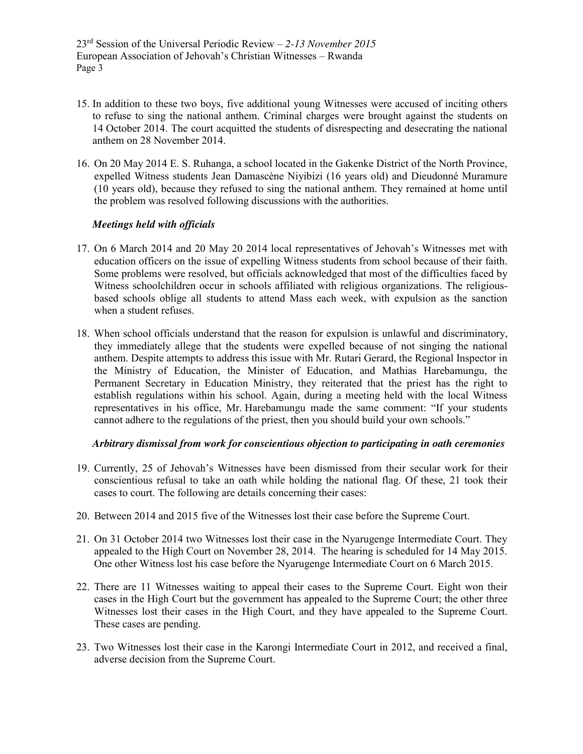15. In addition to these two boys, five additional young Witnesses were accused of inciting others to refuse to sing the national anthem. Criminal charges were brought against the students on 14 October 2014. The court acquitted the students of disrespecting and desecrating the national anthem on 28 November 2014.

16. On 20 May 2014 E. S. Ruhanga, a school located in the Gakenke District of the North Province, expelled Witness students Jean Damascène Niyibizi (16 years old) and Dieudonné Muramure (10 years old), because they refused to sing the national anthem. They remained at home until the problem was resolved following discussions with the authorities.

***Meetings held with officials***

17. On 6 March 2014 and 20 May 20 2014 local representatives of Jehovah's Witnesses met with education officers on the issue of expelling Witness students from school because of their faith. Some problems were resolved, but officials acknowledged that most of the difficulties faced by Witness schoolchildren occur in schools affiliated with religious organizations. The religious-based schools oblige all students to attend Mass each week, with expulsion as the sanction when a student refuses.

18. When school officials understand that the reason for expulsion is unlawful and discriminatory, they immediately allege that the students were expelled because of not singing the national anthem. Despite attempts to address this issue with Mr. Rutari Gerard, the Regional Inspector in the Ministry of Education, the Minister of Education, and Mathias Harebamungu, the Permanent Secretary in Education Ministry, they reiterated that the priest has the right to establish regulations within his school. Again, during a meeting held with the local Witness representatives in his office, Mr. Harebamungu made the same comment: "If your students cannot adhere to the regulations of the priest, then you should build your own schools."

***Arbitrary dismissal from work for conscientious objection to participating in oath ceremonies***

19. Currently, 25 of Jehovah's Witnesses have been dismissed from their secular work for their conscientious refusal to take an oath while holding the national flag. Of these, 21 took their cases to court. The following are details concerning their cases:

20. Between 2014 and 2015 five of the Witnesses lost their case before the Supreme Court.

21. On 31 October 2014 two Witnesses lost their case in the Nyarugenge Intermediate Court. They appealed to the High Court on November 28, 2014. The hearing is scheduled for 14 May 2015. One other Witness lost his case before the Nyarugenge Intermediate Court on 6 March 2015.

22. There are 11 Witnesses waiting to appeal their cases to the Supreme Court. Eight won their cases in the High Court but the government has appealed to the Supreme Court; the other three Witnesses lost their cases in the High Court, and they have appealed to the Supreme Court. These cases are pending.

23. Two Witnesses lost their case in the Karongi Intermediate Court in 2012, and received a final, adverse decision from the Supreme Court.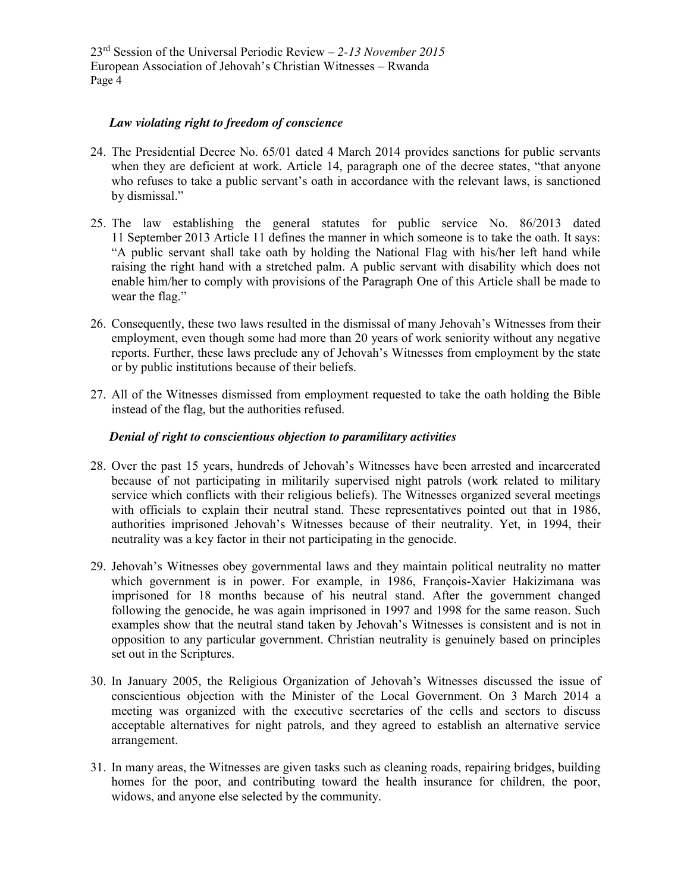### *Law violating right to freedom of conscience*

24. The Presidential Decree No. 65/01 dated 4 March 2014 provides sanctions for public servants when they are deficient at work. Article 14, paragraph one of the decree states, "that anyone who refuses to take a public servant's oath in accordance with the relevant laws, is sanctioned by dismissal."

25. The law establishing the general statutes for public service No. 86/2013 dated 11 September 2013 Article 11 defines the manner in which someone is to take the oath. It says: "A public servant shall take oath by holding the National Flag with his/her left hand while raising the right hand with a stretched palm. A public servant with disability which does not enable him/her to comply with provisions of the Paragraph One of this Article shall be made to wear the flag."

26. Consequently, these two laws resulted in the dismissal of many Jehovah's Witnesses from their employment, even though some had more than 20 years of work seniority without any negative reports. Further, these laws preclude any of Jehovah's Witnesses from employment by the state or by public institutions because of their beliefs.

27. All of the Witnesses dismissed from employment requested to take the oath holding the Bible instead of the flag, but the authorities refused.

### *Denial of right to conscientious objection to paramilitary activities*

28. Over the past 15 years, hundreds of Jehovah's Witnesses have been arrested and incarcerated because of not participating in militarily supervised night patrols (work related to military service which conflicts with their religious beliefs). The Witnesses organized several meetings with officials to explain their neutral stand. These representatives pointed out that in 1986, authorities imprisoned Jehovah's Witnesses because of their neutrality. Yet, in 1994, their neutrality was a key factor in their not participating in the genocide.

29. Jehovah's Witnesses obey governmental laws and they maintain political neutrality no matter which government is in power. For example, in 1986, François-Xavier Hakizimana was imprisoned for 18 months because of his neutral stand. After the government changed following the genocide, he was again imprisoned in 1997 and 1998 for the same reason. Such examples show that the neutral stand taken by Jehovah's Witnesses is consistent and is not in opposition to any particular government. Christian neutrality is genuinely based on principles set out in the Scriptures.

30. In January 2005, the Religious Organization of Jehovah's Witnesses discussed the issue of conscientious objection with the Minister of the Local Government. On 3 March 2014 a meeting was organized with the executive secretaries of the cells and sectors to discuss acceptable alternatives for night patrols, and they agreed to establish an alternative service arrangement.

31. In many areas, the Witnesses are given tasks such as cleaning roads, repairing bridges, building homes for the poor, and contributing toward the health insurance for children, the poor, widows, and anyone else selected by the community.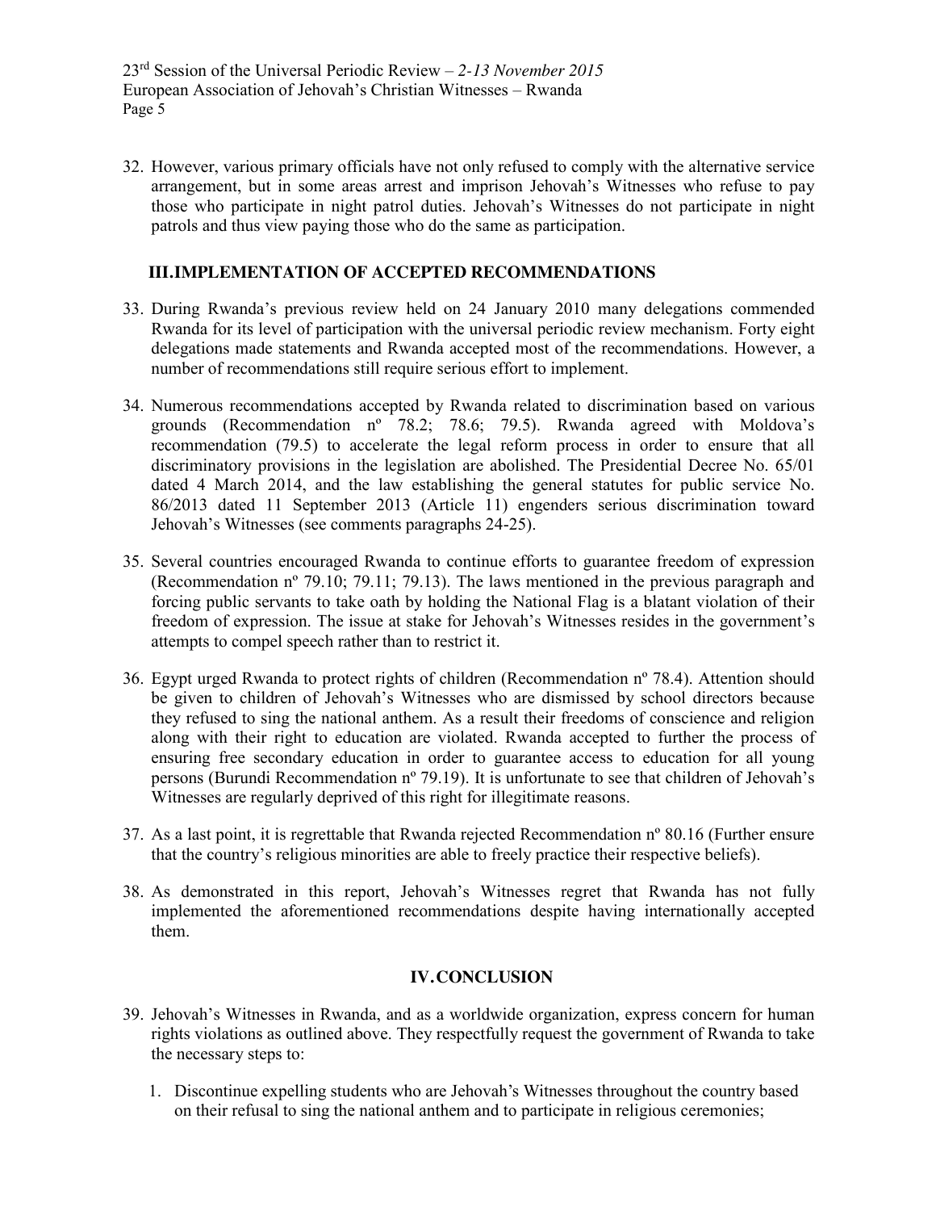32. However, various primary officials have not only refused to comply with the alternative service arrangement, but in some areas arrest and imprison Jehovah's Witnesses who refuse to pay those who participate in night patrol duties. Jehovah's Witnesses do not participate in night patrols and thus view paying those who do the same as participation.

## III. IMPLEMENTATION OF ACCEPTED RECOMMENDATIONS

33. During Rwanda's previous review held on 24 January 2010 many delegations commended Rwanda for its level of participation with the universal periodic review mechanism. Forty eight delegations made statements and Rwanda accepted most of the recommendations. However, a number of recommendations still require serious effort to implement.

34. Numerous recommendations accepted by Rwanda related to discrimination based on various grounds (Recommendation nº 78.2; 78.6; 79.5). Rwanda agreed with Moldova's recommendation (79.5) to accelerate the legal reform process in order to ensure that all discriminatory provisions in the legislation are abolished. The Presidential Decree No. 65/01 dated 4 March 2014, and the law establishing the general statutes for public service No. 86/2013 dated 11 September 2013 (Article 11) engenders serious discrimination toward Jehovah's Witnesses (see comments paragraphs 24-25).

35. Several countries encouraged Rwanda to continue efforts to guarantee freedom of expression (Recommendation nº 79.10; 79.11; 79.13). The laws mentioned in the previous paragraph and forcing public servants to take oath by holding the National Flag is a blatant violation of their freedom of expression. The issue at stake for Jehovah's Witnesses resides in the government's attempts to compel speech rather than to restrict it.

36. Egypt urged Rwanda to protect rights of children (Recommendation nº 78.4). Attention should be given to children of Jehovah's Witnesses who are dismissed by school directors because they refused to sing the national anthem. As a result their freedoms of conscience and religion along with their right to education are violated. Rwanda accepted to further the process of ensuring free secondary education in order to guarantee access to education for all young persons (Burundi Recommendation nº 79.19). It is unfortunate to see that children of Jehovah's Witnesses are regularly deprived of this right for illegitimate reasons.

37. As a last point, it is regrettable that Rwanda rejected Recommendation nº 80.16 (Further ensure that the country's religious minorities are able to freely practice their respective beliefs).

38. As demonstrated in this report, Jehovah's Witnesses regret that Rwanda has not fully implemented the aforementioned recommendations despite having internationally accepted them.

## IV. CONCLUSION

39. Jehovah's Witnesses in Rwanda, and as a worldwide organization, express concern for human rights violations as outlined above. They respectfully request the government of Rwanda to take the necessary steps to:

    1. Discontinue expelling students who are Jehovah's Witnesses throughout the country based on their refusal to sing the national anthem and to participate in religious ceremonies;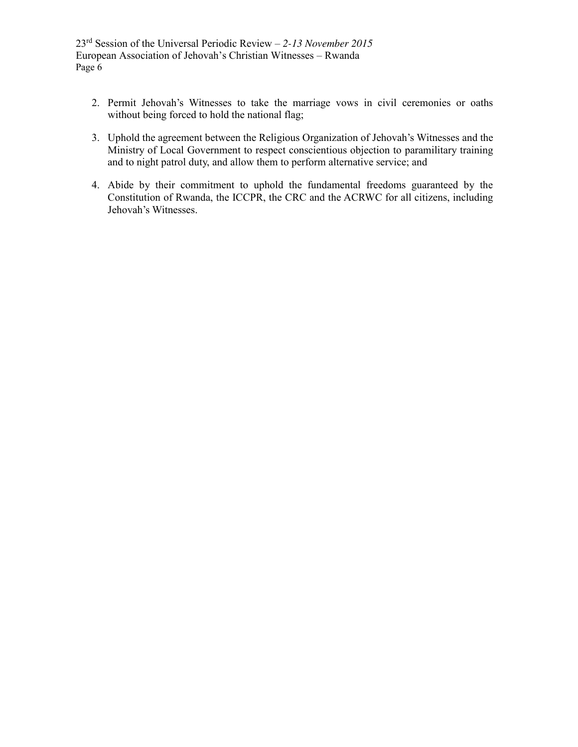2. Permit Jehovah's Witnesses to take the marriage vows in civil ceremonies or oaths without being forced to hold the national flag;

3. Uphold the agreement between the Religious Organization of Jehovah's Witnesses and the Ministry of Local Government to respect conscientious objection to paramilitary training and to night patrol duty, and allow them to perform alternative service; and

4. Abide by their commitment to uphold the fundamental freedoms guaranteed by the Constitution of Rwanda, the ICCPR, the CRC and the ACRWC for all citizens, including Jehovah's Witnesses.